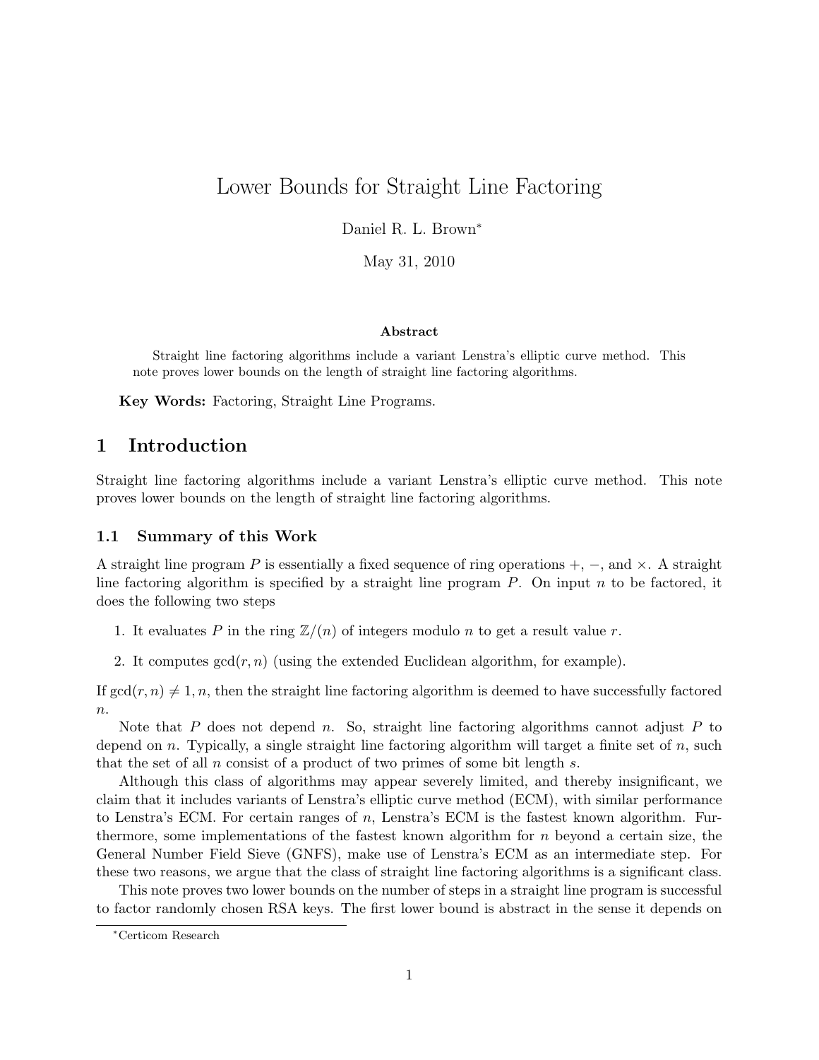# Lower Bounds for Straight Line Factoring

Daniel R. L. Brown[*]

May 31, 2010

### Abstract

Straight line factoring algorithms include a variant Lenstra's elliptic curve method. This note proves lower bounds on the length of straight line factoring algorithms.

**Key Words:** Factoring, Straight Line Programs.

## 1 Introduction

Straight line factoring algorithms include a variant Lenstra's elliptic curve method. This note proves lower bounds on the length of straight line factoring algorithms.

### 1.1 Summary of this Work

A straight line program $P$ is essentially a fixed sequence of ring operations $+$, $-$, and $\times$. A straight line factoring algorithm is specified by a straight line program $P$. On input $n$ to be factored, it does the following two steps

1. It evaluates $P$ in the ring $\mathbb{Z}/(n)$ of integers modulo $n$ to get a result value $r$.
2. It computes $\gcd(r, n)$ (using the extended Euclidean algorithm, for example).

If $\gcd(r, n) \neq 1, n$, then the straight line factoring algorithm is deemed to have successfully factored $n$.

Note that $P$ does not depend $n$. So, straight line factoring algorithms cannot adjust $P$ to depend on $n$. Typically, a single straight line factoring algorithm will target a finite set of $n$, such that the set of all $n$ consist of a product of two primes of some bit length $s$.

Although this class of algorithms may appear severely limited, and thereby insignificant, we claim that it includes variants of Lenstra's elliptic curve method (ECM), with similar performance to Lenstra's ECM. For certain ranges of $n$, Lenstra's ECM is the fastest known algorithm. Furthermore, some implementations of the fastest known algorithm for $n$ beyond a certain size, the General Number Field Sieve (GNFS), make use of Lenstra's ECM as an intermediate step. For these two reasons, we argue that the class of straight line factoring algorithms is a significant class.

This note proves two lower bounds on the number of steps in a straight line program is successful to factor randomly chosen RSA keys. The first lower bound is abstract in the sense it depends on

[*] Certicom Research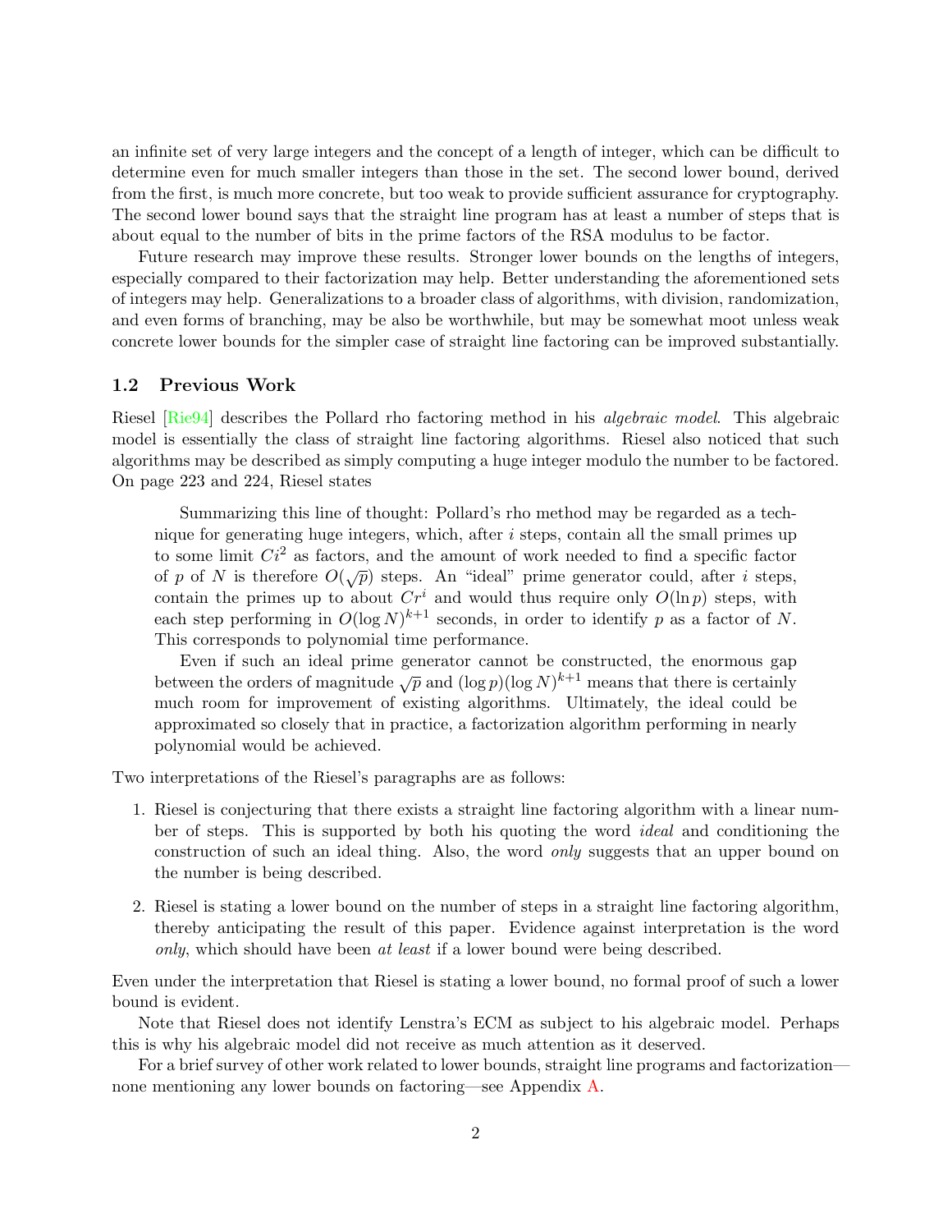an infinite set of very large integers and the concept of a length of integer, which can be difficult to determine even for much smaller integers than those in the set. The second lower bound, derived from the first, is much more concrete, but too weak to provide sufficient assurance for cryptography. The second lower bound says that the straight line program has at least a number of steps that is about equal to the number of bits in the prime factors of the RSA modulus to be factor.

Future research may improve these results. Stronger lower bounds on the lengths of integers, especially compared to their factorization may help. Better understanding the aforementioned sets of integers may help. Generalizations to a broader class of algorithms, with division, randomization, and even forms of branching, may be also be worthwhile, but may be somewhat moot unless weak concrete lower bounds for the simpler case of straight line factoring can be improved substantially.

### 1.2 Previous Work

Riesel [Rie94] describes the Pollard rho factoring method in his *algebraic model*. This algebraic model is essentially the class of straight line factoring algorithms. Riesel also noticed that such algorithms may be described as simply computing a huge integer modulo the number to be factored. On page 223 and 224, Riesel states

> Summarizing this line of thought: Pollard's rho method may be regarded as a technique for generating huge integers, which, after $i$ steps, contain all the small primes up to some limit $Ci^2$ as factors, and the amount of work needed to find a specific factor of $p$ of $N$ is therefore $O(\sqrt{p})$ steps. An "ideal" prime generator could, after $i$ steps, contain the primes up to about $Cr^i$ and would thus require only $O(\ln p)$ steps, with each step performing in $O(\log N)^{k+1}$ seconds, in order to identify $p$ as a factor of $N$. This corresponds to polynomial time performance.
>
> Even if such an ideal prime generator cannot be constructed, the enormous gap between the orders of magnitude $\sqrt{p}$ and $(\log p)(\log N)^{k+1}$ means that there is certainly much room for improvement of existing algorithms. Ultimately, the ideal could be approximated so closely that in practice, a factorization algorithm performing in nearly polynomial would be achieved.

Two interpretations of the Riesel's paragraphs are as follows:

1. Riesel is conjecturing that there exists a straight line factoring algorithm with a linear number of steps. This is supported by both his quoting the word *ideal* and conditioning the construction of such an ideal thing. Also, the word *only* suggests that an upper bound on the number is being described.

2. Riesel is stating a lower bound on the number of steps in a straight line factoring algorithm, thereby anticipating the result of this paper. Evidence against interpretation is the word *only*, which should have been *at least* if a lower bound were being described.

Even under the interpretation that Riesel is stating a lower bound, no formal proof of such a lower bound is evident.

Note that Riesel does not identify Lenstra's ECM as subject to his algebraic model. Perhaps this is why his algebraic model did not receive as much attention as it deserved.

For a brief survey of other work related to lower bounds, straight line programs and factorization—none mentioning any lower bounds on factoring—see Appendix A.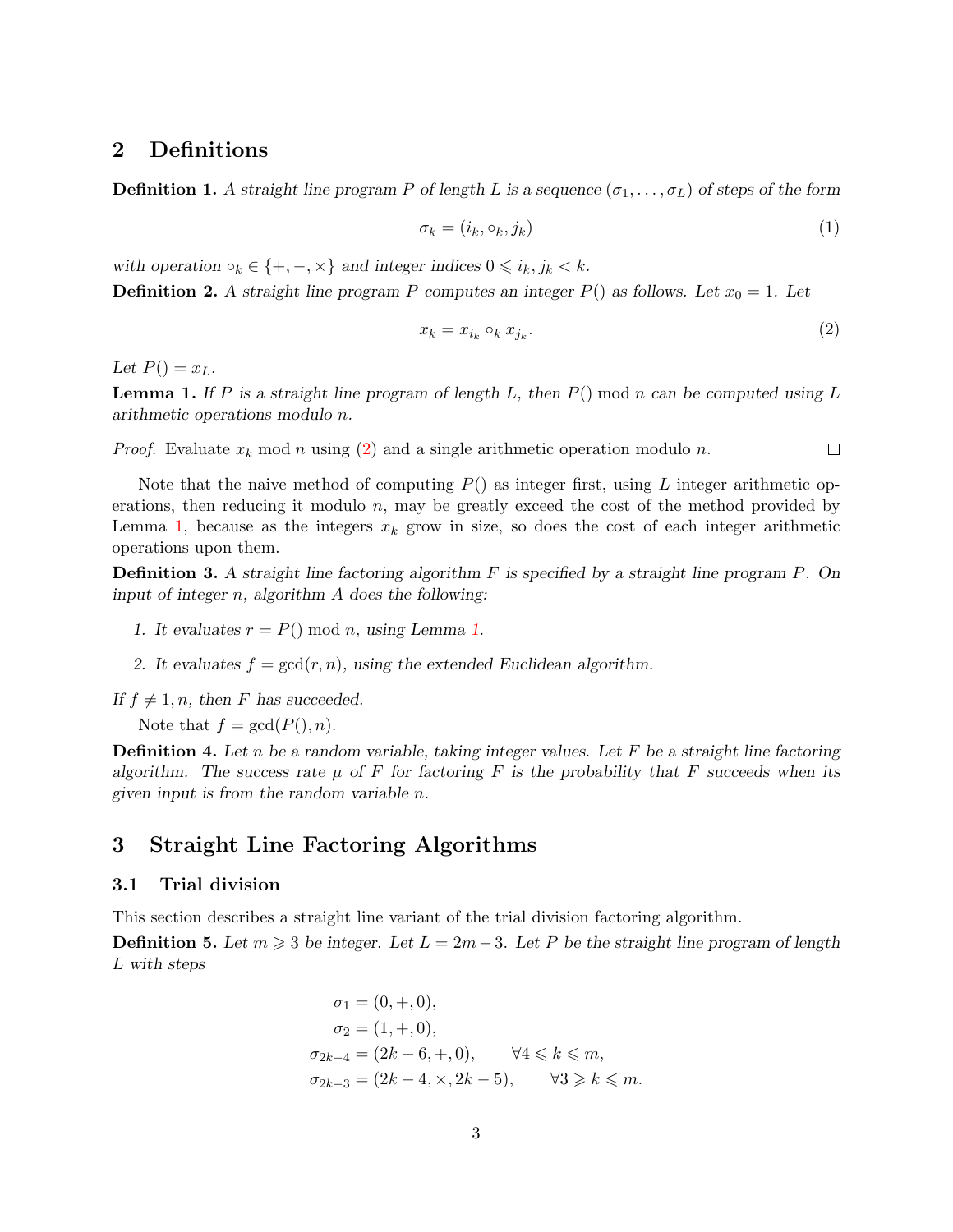## 2 Definitions

**Definition 1.** *A straight line program $P$ of length $L$ is a sequence $(\sigma_1, \ldots, \sigma_L)$ of steps of the form*

$$\sigma_k = (i_k, \circ_k, j_k) \tag{1}$$

*with operation $\circ_k \in \{+, -, \times\}$ and integer indices $0 \leqslant i_k, j_k < k$.*

**Definition 2.** *A straight line program $P$ computes an integer $P()$ as follows. Let $x_0 = 1$. Let*

$$x_k = x_{i_k} \circ_k x_{j_k}. \tag{2}$$

*Let $P() = x_L$.*

**Lemma 1.** *If $P$ is a straight line program of length $L$, then $P() \bmod n$ can be computed using $L$ arithmetic operations modulo $n$.*

*Proof.* Evaluate $x_k \bmod n$ using (2) and a single arithmetic operation modulo $n$. □

Note that the naive method of computing $P()$ as integer first, using $L$ integer arithmetic operations, then reducing it modulo $n$, may be greatly exceed the cost of the method provided by Lemma 1, because as the integers $x_k$ grow in size, so does the cost of each integer arithmetic operations upon them.

**Definition 3.** *A straight line factoring algorithm $F$ is specified by a straight line program $P$. On input of integer $n$, algorithm $A$ does the following:*

1. *It evaluates $r = P() \bmod n$, using Lemma 1.*
2. *It evaluates $f = \gcd(r, n)$, using the extended Euclidean algorithm.*

*If $f \neq 1, n$, then $F$ has succeeded.*

Note that $f = \gcd(P(), n)$.

**Definition 4.** *Let $n$ be a random variable, taking integer values. Let $F$ be a straight line factoring algorithm. The success rate $\mu$ of $F$ for factoring $F$ is the probability that $F$ succeeds when its given input is from the random variable $n$.*

## 3 Straight Line Factoring Algorithms

### 3.1 Trial division

This section describes a straight line variant of the trial division factoring algorithm.

**Definition 5.** *Let $m \geqslant 3$ be integer. Let $L = 2m - 3$. Let $P$ be the straight line program of length $L$ with steps*

$$\begin{aligned}
\sigma_1 &= (0, +, 0), \\
\sigma_2 &= (1, +, 0), \\
\sigma_{2k-4} &= (2k-6, +, 0), \qquad \forall 4 \leqslant k \leqslant m, \\
\sigma_{2k-3} &= (2k-4, \times, 2k-5), \qquad \forall 3 \geqslant k \leqslant m.
\end{aligned}$$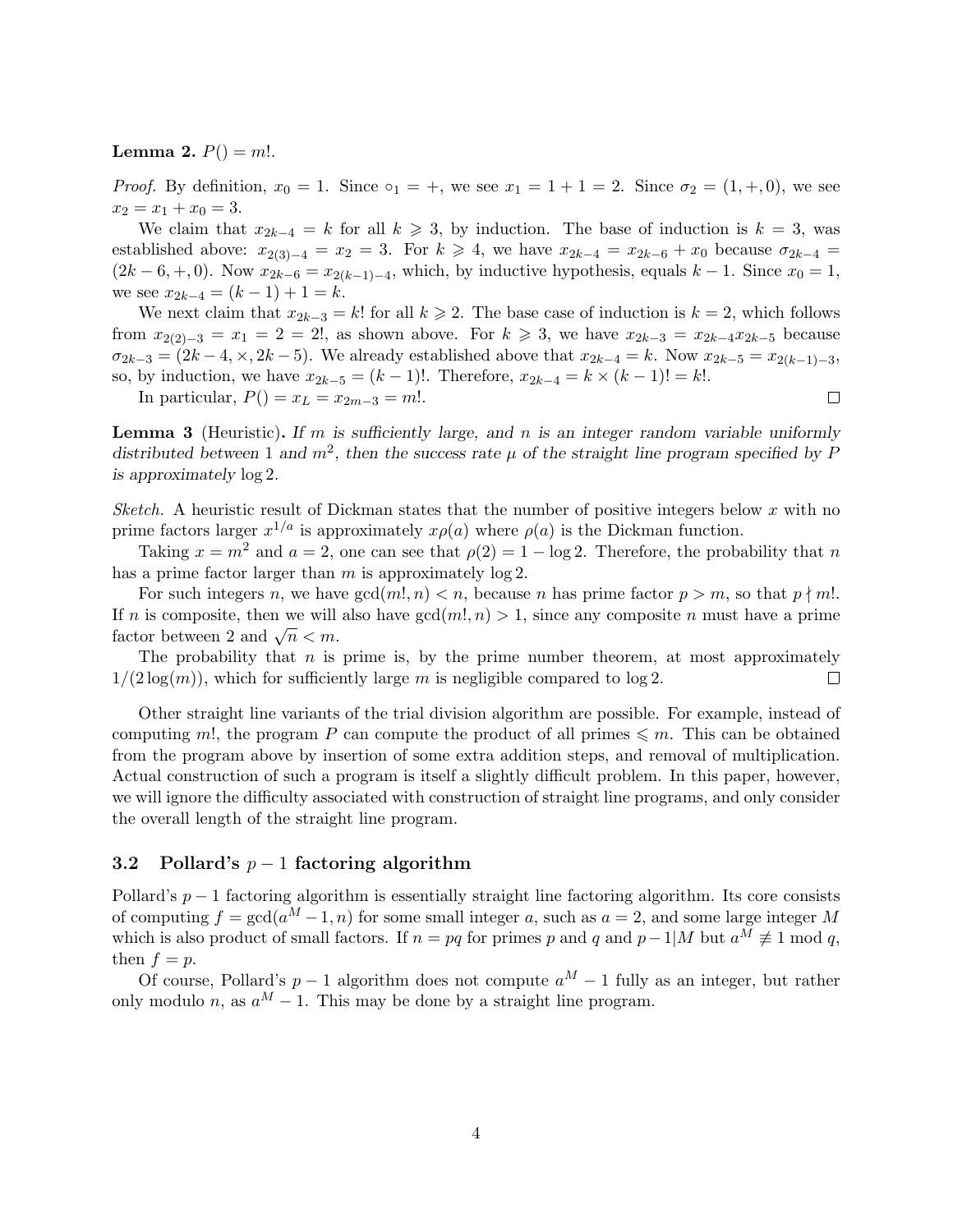**Lemma 2.** $P() = m!$.

*Proof.* By definition, $x_0 = 1$. Since $\circ_1 = +$, we see $x_1 = 1 + 1 = 2$. Since $\sigma_2 = (1, +, 0)$, we see $x_2 = x_1 + x_0 = 3$.

We claim that $x_{2k-4} = k$ for all $k \geqslant 3$, by induction. The base of induction is $k = 3$, was established above: $x_{2(3)-4} = x_2 = 3$. For $k \geqslant 4$, we have $x_{2k-4} = x_{2k-6} + x_0$ because $\sigma_{2k-4} = (2k-6, +, 0)$. Now $x_{2k-6} = x_{2(k-1)-4}$, which, by inductive hypothesis, equals $k - 1$. Since $x_0 = 1$, we see $x_{2k-4} = (k-1) + 1 = k$.

We next claim that $x_{2k-3} = k!$ for all $k \geqslant 2$. The base case of induction is $k = 2$, which follows from $x_{2(2)-3} = x_1 = 2 = 2!$, as shown above. For $k \geqslant 3$, we have $x_{2k-3} = x_{2k-4}x_{2k-5}$ because $\sigma_{2k-3} = (2k-4, \times, 2k-5)$. We already established above that $x_{2k-4} = k$. Now $x_{2k-5} = x_{2(k-1)-3}$, so, by induction, we have $x_{2k-5} = (k-1)!$. Therefore, $x_{2k-4} = k \times (k-1)! = k!$.

In particular, $P() = x_L = x_{2m-3} = m!$. ∎

**Lemma 3** (Heuristic)**.** *If $m$ is sufficiently large, and $n$ is an integer random variable uniformly distributed between 1 and $m^2$, then the success rate $\mu$ of the straight line program specified by $P$ is approximately $\log 2$.*

*Sketch.* A heuristic result of Dickman states that the number of positive integers below $x$ with no prime factors larger $x^{1/a}$ is approximately $x\rho(a)$ where $\rho(a)$ is the Dickman function.

Taking $x = m^2$ and $a = 2$, one can see that $\rho(2) = 1 - \log 2$. Therefore, the probability that $n$ has a prime factor larger than $m$ is approximately $\log 2$.

For such integers $n$, we have $\gcd(m!, n) < n$, because $n$ has prime factor $p > m$, so that $p \nmid m!$. If $n$ is composite, then we will also have $\gcd(m!, n) > 1$, since any composite $n$ must have a prime factor between 2 and $\sqrt{n} < m$.

The probability that $n$ is prime is, by the prime number theorem, at most approximately $1/(2\log(m))$, which for sufficiently large $m$ is negligible compared to $\log 2$. ∎

Other straight line variants of the trial division algorithm are possible. For example, instead of computing $m!$, the program $P$ can compute the product of all primes $\leqslant m$. This can be obtained from the program above by insertion of some extra addition steps, and removal of multiplication. Actual construction of such a program is itself a slightly difficult problem. In this paper, however, we will ignore the difficulty associated with construction of straight line programs, and only consider the overall length of the straight line program.

### 3.2 Pollard's $p - 1$ factoring algorithm

Pollard's $p - 1$ factoring algorithm is essentially straight line factoring algorithm. Its core consists of computing $f = \gcd(a^M - 1, n)$ for some small integer $a$, such as $a = 2$, and some large integer $M$ which is also product of small factors. If $n = pq$ for primes $p$ and $q$ and $p - 1|M$ but $a^M \not\equiv 1 \bmod q$, then $f = p$.

Of course, Pollard's $p - 1$ algorithm does not compute $a^M - 1$ fully as an integer, but rather only modulo $n$, as $a^M - 1$. This may be done by a straight line program.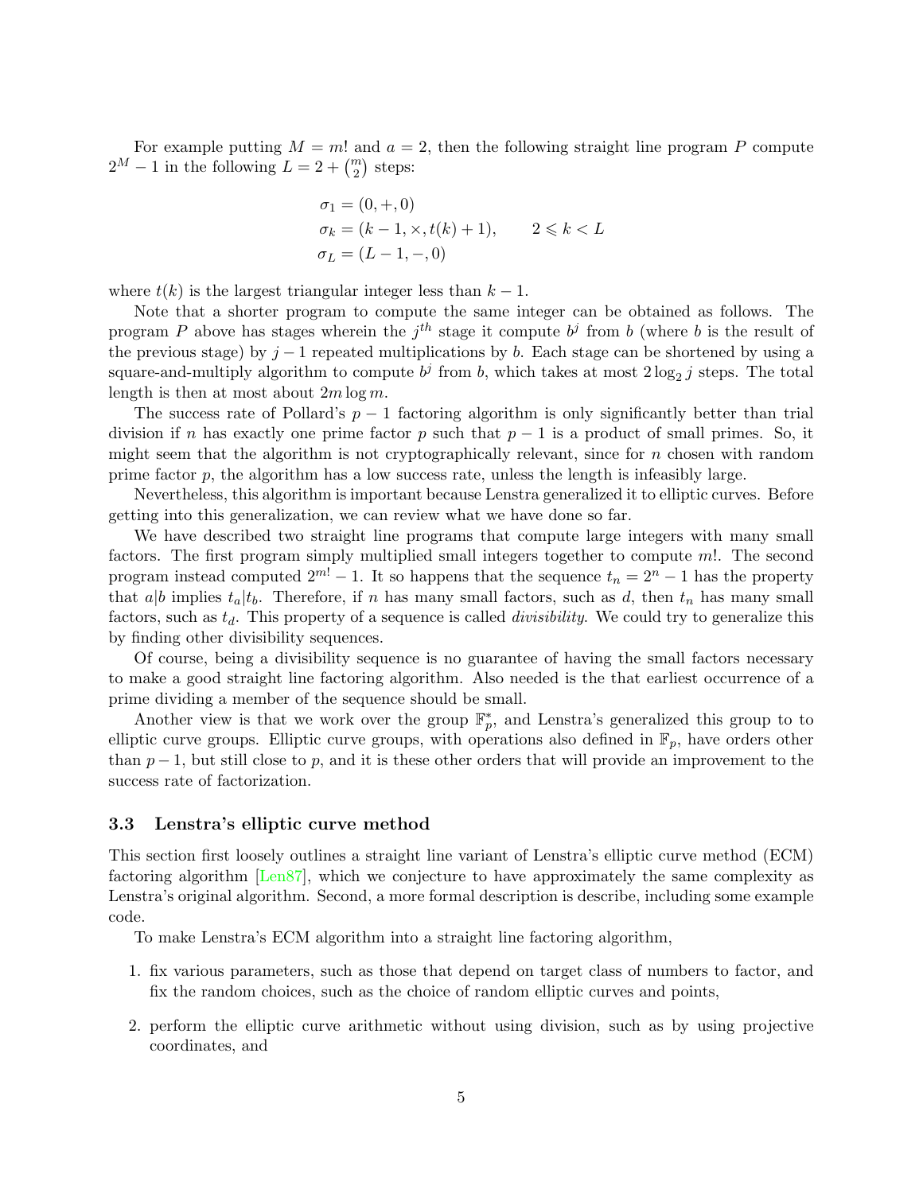For example putting $M = m!$ and $a = 2$, then the following straight line program $P$ compute $2^M - 1$ in the following $L = 2 + \binom{m}{2}$ steps:

$$
\begin{aligned}
\sigma_1 &= (0, +, 0) \\
\sigma_k &= (k-1, \times, t(k)+1), \qquad 2 \leqslant k < L \\
\sigma_L &= (L-1, -, 0)
\end{aligned}
$$

where $t(k)$ is the largest triangular integer less than $k-1$.

Note that a shorter program to compute the same integer can be obtained as follows. The program $P$ above has stages wherein the $j^{th}$ stage it compute $b^j$ from $b$ (where $b$ is the result of the previous stage) by $j-1$ repeated multiplications by $b$. Each stage can be shortened by using a square-and-multiply algorithm to compute $b^j$ from $b$, which takes at most $2\log_2 j$ steps. The total length is then at most about $2m \log m$.

The success rate of Pollard's $p-1$ factoring algorithm is only significantly better than trial division if $n$ has exactly one prime factor $p$ such that $p-1$ is a product of small primes. So, it might seem that the algorithm is not cryptographically relevant, since for $n$ chosen with random prime factor $p$, the algorithm has a low success rate, unless the length is infeasibly large.

Nevertheless, this algorithm is important because Lenstra generalized it to elliptic curves. Before getting into this generalization, we can review what we have done so far.

We have described two straight line programs that compute large integers with many small factors. The first program simply multiplied small integers together to compute $m!$. The second program instead computed $2^{m!} - 1$. It so happens that the sequence $t_n = 2^n - 1$ has the property that $a|b$ implies $t_a|t_b$. Therefore, if $n$ has many small factors, such as $d$, then $t_n$ has many small factors, such as $t_d$. This property of a sequence is called *divisibility*. We could try to generalize this by finding other divisibility sequences.

Of course, being a divisibility sequence is no guarantee of having the small factors necessary to make a good straight line factoring algorithm. Also needed is the that earliest occurrence of a prime dividing a member of the sequence should be small.

Another view is that we work over the group $\mathbb{F}_p^*$, and Lenstra's generalized this group to to elliptic curve groups. Elliptic curve groups, with operations also defined in $\mathbb{F}_p$, have orders other than $p-1$, but still close to $p$, and it is these other orders that will provide an improvement to the success rate of factorization.

### 3.3 Lenstra's elliptic curve method

This section first loosely outlines a straight line variant of Lenstra's elliptic curve method (ECM) factoring algorithm [Len87], which we conjecture to have approximately the same complexity as Lenstra's original algorithm. Second, a more formal description is describe, including some example code.

To make Lenstra's ECM algorithm into a straight line factoring algorithm,

1. fix various parameters, such as those that depend on target class of numbers to factor, and fix the random choices, such as the choice of random elliptic curves and points,
2. perform the elliptic curve arithmetic without using division, such as by using projective coordinates, and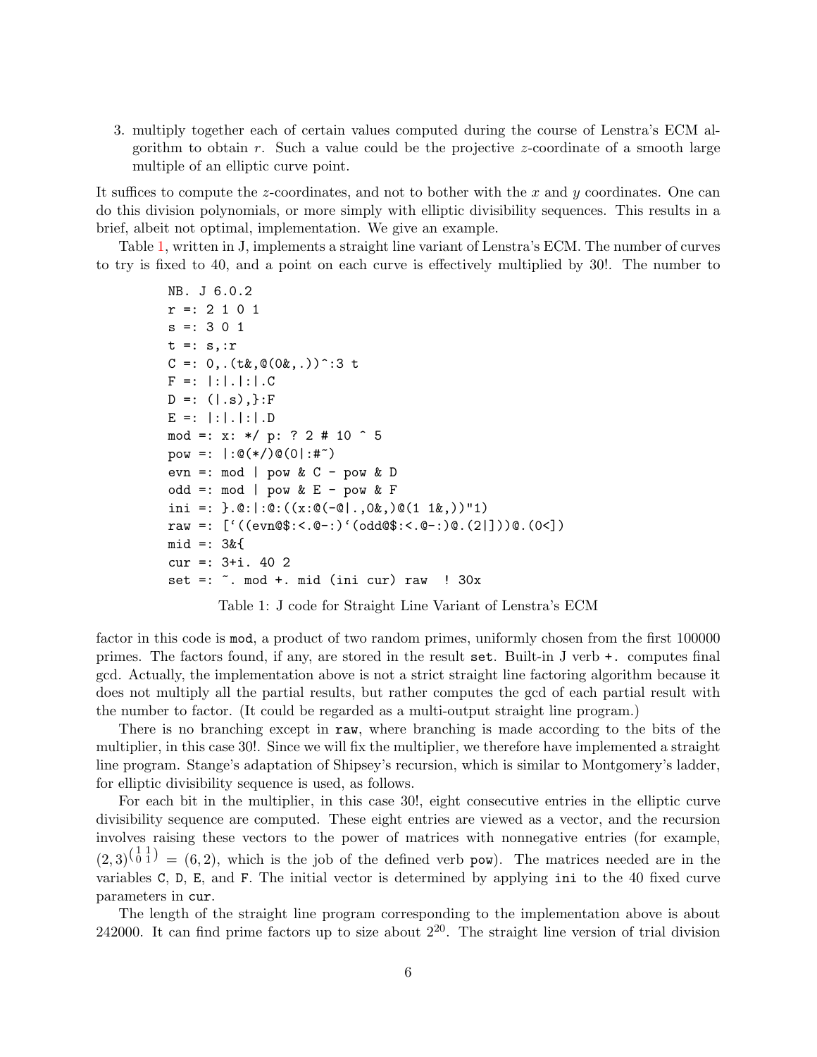3. multiply together each of certain values computed during the course of Lenstra's ECM algorithm to obtain $r$. Such a value could be the projective $z$-coordinate of a smooth large multiple of an elliptic curve point.

It suffices to compute the $z$-coordinates, and not to bother with the $x$ and $y$ coordinates. One can do this division polynomials, or more simply with elliptic divisibility sequences. This results in a brief, albeit not optimal, implementation. We give an example.

Table 1, written in J, implements a straight line variant of Lenstra's ECM. The number of curves to try is fixed to 40, and a point on each curve is effectively multiplied by 30!. The number to

```
NB. J 6.0.2
r =: 2 1 0 1
s =: 3 0 1
t =: s,:r
C =: 0,.(t&,@(0&,.))^:3 t
F =: |:|.|:|.C
D =: (|.s),}:F
E =: |:|.|:|.D
mod =: x: */ p: ? 2 # 10 ^ 5
pow =: |:@(*/)@(0|:#~)
evn =: mod | pow & C - pow & D
odd =: mod | pow & E - pow & F
ini =: }.@:|:@:((x:@(-@|.,0&,)@(1 1&,))"1)
raw =: [`((evn@$:<.@-:)`(odd@$:<.@-:)@.(2|]))@.(0<])
mid =: 3&{
cur =: 3+i. 40 2
set =: ~. mod +. mid (ini cur) raw  ! 30x
```

Table 1: J code for Straight Line Variant of Lenstra's ECM

factor in this code is `mod`, a product of two random primes, uniformly chosen from the first 100000 primes. The factors found, if any, are stored in the result `set`. Built-in J verb `+.` computes final gcd. Actually, the implementation above is not a strict straight line factoring algorithm because it does not multiply all the partial results, but rather computes the gcd of each partial result with the number to factor. (It could be regarded as a multi-output straight line program.)

There is no branching except in `raw`, where branching is made according to the bits of the multiplier, in this case 30!. Since we will fix the multiplier, we therefore have implemented a straight line program. Stange's adaptation of Shipsey's recursion, which is similar to Montgomery's ladder, for elliptic divisibility sequence is used, as follows.

For each bit in the multiplier, in this case 30!, eight consecutive entries in the elliptic curve divisibility sequence are computed. These eight entries are viewed as a vector, and the recursion involves raising these vectors to the power of matrices with nonnegative entries (for example, $(2,3)^{\left(\begin{smallmatrix}1&1\\0&1\end{smallmatrix}\right)} = (6,2)$, which is the job of the defined verb `pow`). The matrices needed are in the variables `C`, `D`, `E`, and `F`. The initial vector is determined by applying `ini` to the 40 fixed curve parameters in `cur`.

The length of the straight line program corresponding to the implementation above is about 242000. It can find prime factors up to size about $2^{20}$. The straight line version of trial division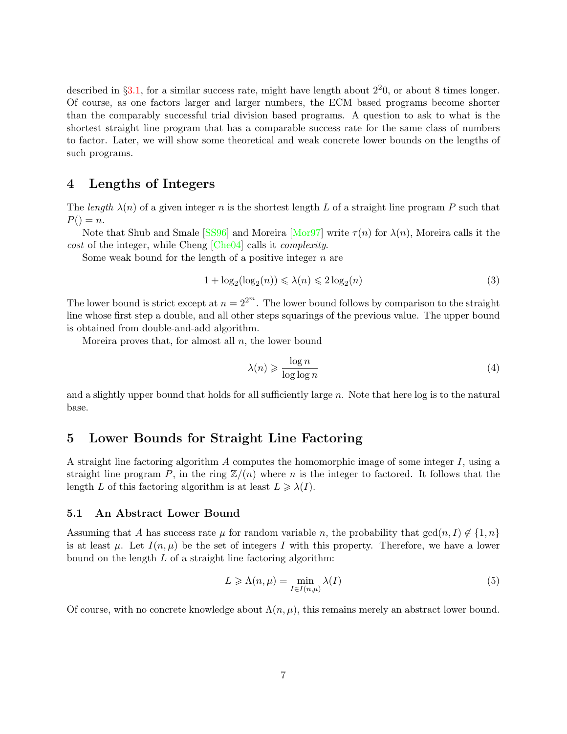described in §3.1, for a similar success rate, might have length about $2^20$, or about 8 times longer. Of course, as one factors larger and larger numbers, the ECM based programs become shorter than the comparably successful trial division based programs. A question to ask to what is the shortest straight line program that has a comparable success rate for the same class of numbers to factor. Later, we will show some theoretical and weak concrete lower bounds on the lengths of such programs.

# 4 Lengths of Integers

The *length* $\lambda(n)$ of a given integer $n$ is the shortest length $L$ of a straight line program $P$ such that $P() = n$.

Note that Shub and Smale [SS96] and Moreira [Mor97] write $\tau(n)$ for $\lambda(n)$, Moreira calls it the *cost* of the integer, while Cheng [Che04] calls it *complexity*.

Some weak bound for the length of a positive integer $n$ are

$$1 + \log_2(\log_2(n)) \leqslant \lambda(n) \leqslant 2\log_2(n) \tag{3}$$

The lower bound is strict except at $n = 2^{2^m}$. The lower bound follows by comparison to the straight line whose first step a double, and all other steps squarings of the previous value. The upper bound is obtained from double-and-add algorithm.

Moreira proves that, for almost all $n$, the lower bound

$$\lambda(n) \geqslant \frac{\log n}{\log \log n} \tag{4}$$

and a slightly upper bound that holds for all sufficiently large $n$. Note that here log is to the natural base.

# 5 Lower Bounds for Straight Line Factoring

A straight line factoring algorithm $A$ computes the homomorphic image of some integer $I$, using a straight line program $P$, in the ring $\mathbb{Z}/(n)$ where $n$ is the integer to factored. It follows that the length $L$ of this factoring algorithm is at least $L \geqslant \lambda(I)$.

## 5.1 An Abstract Lower Bound

Assuming that $A$ has success rate $\mu$ for random variable $n$, the probability that $\gcd(n, I) \notin \{1, n\}$ is at least $\mu$. Let $I(n, \mu)$ be the set of integers $I$ with this property. Therefore, we have a lower bound on the length $L$ of a straight line factoring algorithm:

$$L \geqslant \Lambda(n, \mu) = \min_{I \in I(n,\mu)} \lambda(I) \tag{5}$$

Of course, with no concrete knowledge about $\Lambda(n, \mu)$, this remains merely an abstract lower bound.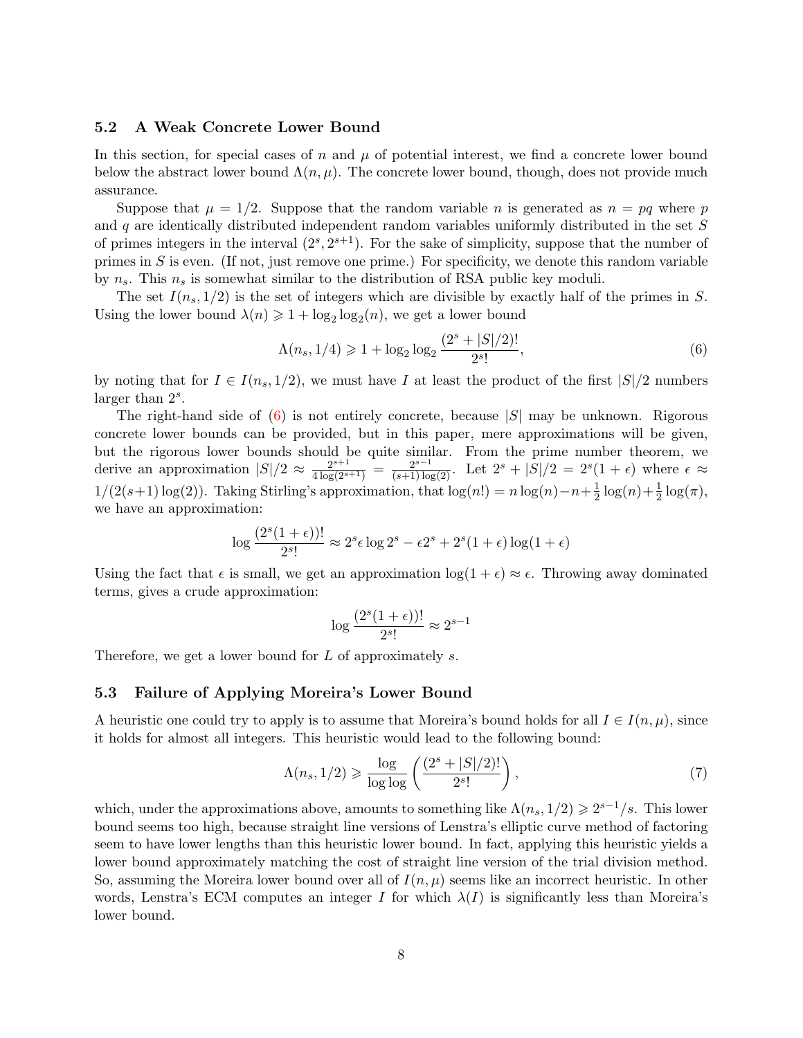### 5.2 A Weak Concrete Lower Bound

In this section, for special cases of $n$ and $\mu$ of potential interest, we find a concrete lower bound below the abstract lower bound $\Lambda(n, \mu)$. The concrete lower bound, though, does not provide much assurance.

Suppose that $\mu = 1/2$. Suppose that the random variable $n$ is generated as $n = pq$ where $p$ and $q$ are identically distributed independent random variables uniformly distributed in the set $S$ of primes integers in the interval $(2^s, 2^{s+1})$. For the sake of simplicity, suppose that the number of primes in $S$ is even. (If not, just remove one prime.) For specificity, we denote this random variable by $n_s$. This $n_s$ is somewhat similar to the distribution of RSA public key moduli.

The set $I(n_s, 1/2)$ is the set of integers which are divisible by exactly half of the primes in $S$. Using the lower bound $\lambda(n) \geqslant 1 + \log_2 \log_2(n)$, we get a lower bound

$$\Lambda(n_s, 1/4) \geqslant 1 + \log_2 \log_2 \frac{(2^s + |S|/2)!}{2^s!}, \tag{6}$$

by noting that for $I \in I(n_s, 1/2)$, we must have $I$ at least the product of the first $|S|/2$ numbers larger than $2^s$.

The right-hand side of (6) is not entirely concrete, because $|S|$ may be unknown. Rigorous concrete lower bounds can be provided, but in this paper, mere approximations will be given, but the rigorous lower bounds should be quite similar. From the prime number theorem, we derive an approximation $|S|/2 \approx \frac{2^{s+1}}{4\log(2^{s+1})} = \frac{2^{s-1}}{(s+1)\log(2)}$. Let $2^s + |S|/2 = 2^s(1 + \epsilon)$ where $\epsilon \approx 1/(2(s+1)\log(2))$. Taking Stirling's approximation, that $\log(n!) = n\log(n) - n + \frac{1}{2}\log(n) + \frac{1}{2}\log(\pi)$, we have an approximation:

$$\log \frac{(2^s(1+\epsilon))!}{2^s!} \approx 2^s \epsilon \log 2^s - \epsilon 2^s + 2^s(1+\epsilon)\log(1+\epsilon)$$

Using the fact that $\epsilon$ is small, we get an approximation $\log(1 + \epsilon) \approx \epsilon$. Throwing away dominated terms, gives a crude approximation:

$$\log \frac{(2^s(1+\epsilon))!}{2^s!} \approx 2^{s-1}$$

Therefore, we get a lower bound for $L$ of approximately $s$.

### 5.3 Failure of Applying Moreira's Lower Bound

A heuristic one could try to apply is to assume that Moreira's bound holds for all $I \in I(n, \mu)$, since it holds for almost all integers. This heuristic would lead to the following bound:

$$\Lambda(n_s, 1/2) \geqslant \frac{\log}{\log\log}\left(\frac{(2^s + |S|/2)!}{2^s!}\right), \tag{7}$$

which, under the approximations above, amounts to something like $\Lambda(n_s, 1/2) \geqslant 2^{s-1}/s$. This lower bound seems too high, because straight line versions of Lenstra's elliptic curve method of factoring seem to have lower lengths than this heuristic lower bound. In fact, applying this heuristic yields a lower bound approximately matching the cost of straight line version of the trial division method. So, assuming the Moreira lower bound over all of $I(n, \mu)$ seems like an incorrect heuristic. In other words, Lenstra's ECM computes an integer $I$ for which $\lambda(I)$ is significantly less than Moreira's lower bound.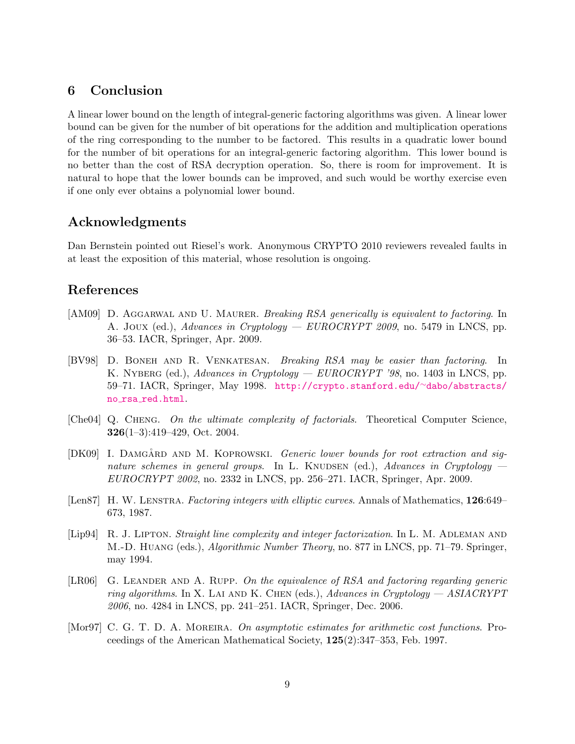## 6 Conclusion

A linear lower bound on the length of integral-generic factoring algorithms was given. A linear lower bound can be given for the number of bit operations for the addition and multiplication operations of the ring corresponding to the number to be factored. This results in a quadratic lower bound for the number of bit operations for an integral-generic factoring algorithm. This lower bound is no better than the cost of RSA decryption operation. So, there is room for improvement. It is natural to hope that the lower bounds can be improved, and such would be worthy exercise even if one only ever obtains a polynomial lower bound.

## Acknowledgments

Dan Bernstein pointed out Riesel's work. Anonymous CRYPTO 2010 reviewers revealed faults in at least the exposition of this material, whose resolution is ongoing.

## References

[AM09] D. Aggarwal and U. Maurer. *Breaking RSA generically is equivalent to factoring*. In A. Joux (ed.), *Advances in Cryptology — EUROCRYPT 2009*, no. 5479 in LNCS, pp. 36–53. IACR, Springer, Apr. 2009.

[BV98] D. Boneh and R. Venkatesan. *Breaking RSA may be easier than factoring*. In K. Nyberg (ed.), *Advances in Cryptology — EUROCRYPT '98*, no. 1403 in LNCS, pp. 59–71. IACR, Springer, May 1998. http://crypto.stanford.edu/~dabo/abstracts/no_rsa_red.html.

[Che04] Q. Cheng. *On the ultimate complexity of factorials*. Theoretical Computer Science, **326**(1–3):419–429, Oct. 2004.

[DK09] I. Damgård and M. Koprowski. *Generic lower bounds for root extraction and signature schemes in general groups*. In L. Knudsen (ed.), *Advances in Cryptology — EUROCRYPT 2002*, no. 2332 in LNCS, pp. 256–271. IACR, Springer, Apr. 2009.

[Len87] H. W. Lenstra. *Factoring integers with elliptic curves*. Annals of Mathematics, **126**:649–673, 1987.

[Lip94] R. J. Lipton. *Straight line complexity and integer factorization*. In L. M. Adleman and M.-D. Huang (eds.), *Algorithmic Number Theory*, no. 877 in LNCS, pp. 71–79. Springer, may 1994.

[LR06] G. Leander and A. Rupp. *On the equivalence of RSA and factoring regarding generic ring algorithms*. In X. Lai and K. Chen (eds.), *Advances in Cryptology — ASIACRYPT 2006*, no. 4284 in LNCS, pp. 241–251. IACR, Springer, Dec. 2006.

[Mor97] C. G. T. D. A. Moreira. *On asymptotic estimates for arithmetic cost functions*. Proceedings of the American Mathematical Society, **125**(2):347–353, Feb. 1997.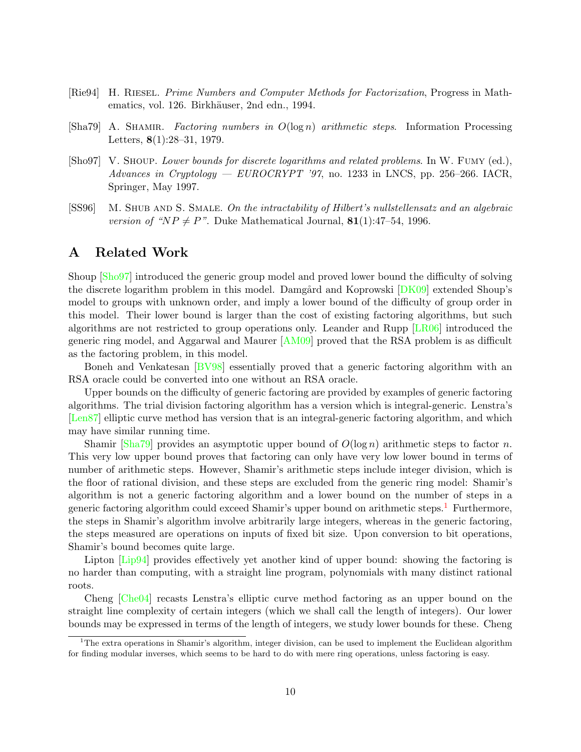[Rie94] H. Riesel. *Prime Numbers and Computer Methods for Factorization*, Progress in Mathematics, vol. 126. Birkhäuser, 2nd edn., 1994.

[Sha79] A. Shamir. *Factoring numbers in $O(\log n)$ arithmetic steps*. Information Processing Letters, **8**(1):28–31, 1979.

[Sho97] V. Shoup. *Lower bounds for discrete logarithms and related problems*. In W. Fumy (ed.), *Advances in Cryptology — EUROCRYPT '97*, no. 1233 in LNCS, pp. 256–266. IACR, Springer, May 1997.

[SS96] M. Shub and S. Smale. *On the intractability of Hilbert's nullstellensatz and an algebraic version of "$NP \neq P$"*. Duke Mathematical Journal, **81**(1):47–54, 1996.

# A Related Work

Shoup [Sho97] introduced the generic group model and proved lower bound the difficulty of solving the discrete logarithm problem in this model. Damgård and Koprowski [DK09] extended Shoup's model to groups with unknown order, and imply a lower bound of the difficulty of group order in this model. Their lower bound is larger than the cost of existing factoring algorithms, but such algorithms are not restricted to group operations only. Leander and Rupp [LR06] introduced the generic ring model, and Aggarwal and Maurer [AM09] proved that the RSA problem is as difficult as the factoring problem, in this model.

Boneh and Venkatesan [BV98] essentially proved that a generic factoring algorithm with an RSA oracle could be converted into one without an RSA oracle.

Upper bounds on the difficulty of generic factoring are provided by examples of generic factoring algorithms. The trial division factoring algorithm has a version which is integral-generic. Lenstra's [Len87] elliptic curve method has version that is an integral-generic factoring algorithm, and which may have similar running time.

Shamir [Sha79] provides an asymptotic upper bound of $O(\log n)$ arithmetic steps to factor $n$. This very low upper bound proves that factoring can only have very low lower bound in terms of number of arithmetic steps. However, Shamir's arithmetic steps include integer division, which is the floor of rational division, and these steps are excluded from the generic ring model: Shamir's algorithm is not a generic factoring algorithm and a lower bound on the number of steps in a generic factoring algorithm could exceed Shamir's upper bound on arithmetic steps.[1] Furthermore, the steps in Shamir's algorithm involve arbitrarily large integers, whereas in the generic factoring, the steps measured are operations on inputs of fixed bit size. Upon conversion to bit operations, Shamir's bound becomes quite large.

Lipton [Lip94] provides effectively yet another kind of upper bound: showing the factoring is no harder than computing, with a straight line program, polynomials with many distinct rational roots.

Cheng [Che04] recasts Lenstra's elliptic curve method factoring as an upper bound on the straight line complexity of certain integers (which we shall call the length of integers). Our lower bounds may be expressed in terms of the length of integers, we study lower bounds for these. Cheng

[1] The extra operations in Shamir's algorithm, integer division, can be used to implement the Euclidean algorithm for finding modular inverses, which seems to be hard to do with mere ring operations, unless factoring is easy.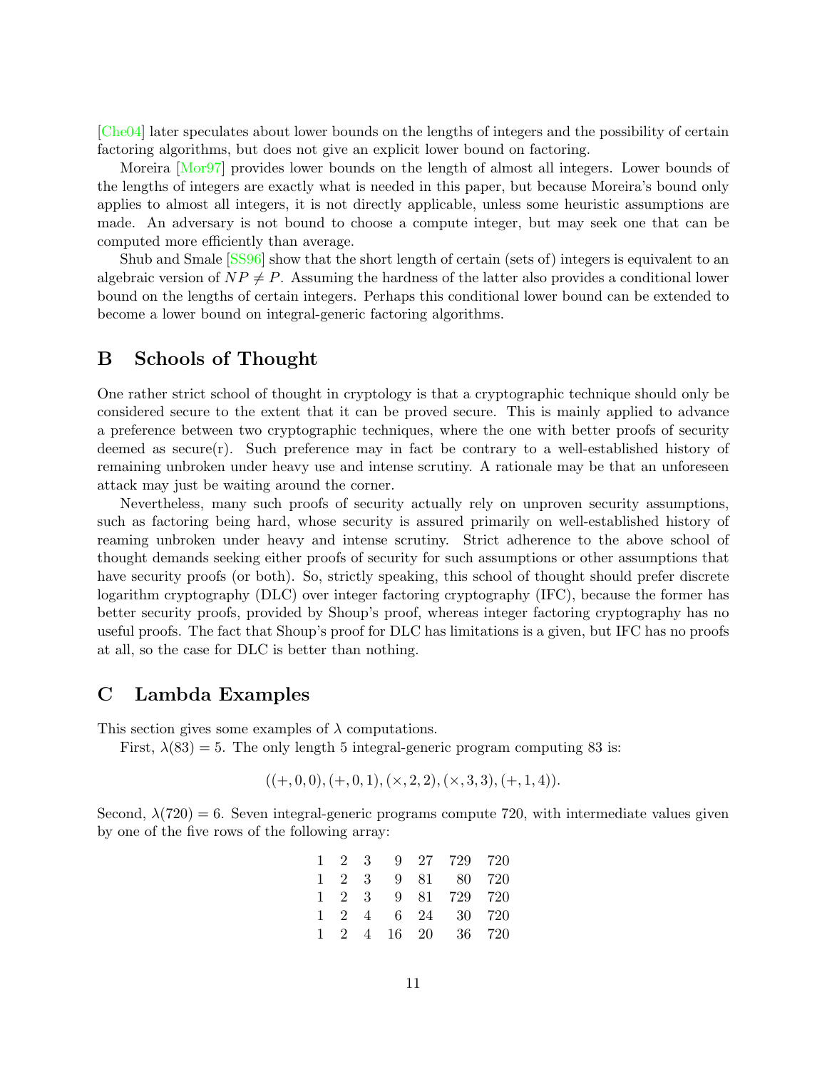[Che04] later speculates about lower bounds on the lengths of integers and the possibility of certain factoring algorithms, but does not give an explicit lower bound on factoring.

Moreira [Mor97] provides lower bounds on the length of almost all integers. Lower bounds of the lengths of integers are exactly what is needed in this paper, but because Moreira's bound only applies to almost all integers, it is not directly applicable, unless some heuristic assumptions are made. An adversary is not bound to choose a compute integer, but may seek one that can be computed more efficiently than average.

Shub and Smale [SS96] show that the short length of certain (sets of) integers is equivalent to an algebraic version of $NP \neq P$. Assuming the hardness of the latter also provides a conditional lower bound on the lengths of certain integers. Perhaps this conditional lower bound can be extended to become a lower bound on integral-generic factoring algorithms.

## B Schools of Thought

One rather strict school of thought in cryptology is that a cryptographic technique should only be considered secure to the extent that it can be proved secure. This is mainly applied to advance a preference between two cryptographic techniques, where the one with better proofs of security deemed as secure(r). Such preference may in fact be contrary to a well-established history of remaining unbroken under heavy use and intense scrutiny. A rationale may be that an unforeseen attack may just be waiting around the corner.

Nevertheless, many such proofs of security actually rely on unproven security assumptions, such as factoring being hard, whose security is assured primarily on well-established history of reaming unbroken under heavy and intense scrutiny. Strict adherence to the above school of thought demands seeking either proofs of security for such assumptions or other assumptions that have security proofs (or both). So, strictly speaking, this school of thought should prefer discrete logarithm cryptography (DLC) over integer factoring cryptography (IFC), because the former has better security proofs, provided by Shoup's proof, whereas integer factoring cryptography has no useful proofs. The fact that Shoup's proof for DLC has limitations is a given, but IFC has no proofs at all, so the case for DLC is better than nothing.

## C Lambda Examples

This section gives some examples of $\lambda$ computations.

First, $\lambda(83) = 5$. The only length 5 integral-generic program computing 83 is:

$$((+, 0, 0), (+, 0, 1), (\times, 2, 2), (\times, 3, 3), (+, 1, 4)).$$

Second, $\lambda(720) = 6$. Seven integral-generic programs compute 720, with intermediate values given by one of the five rows of the following array:

| | | | | | | |
|---|---|---|---|---|---|---|
| 1 | 2 | 3 | 9 | 27 | 729 | 720 |
| 1 | 2 | 3 | 9 | 81 | 80 | 720 |
| 1 | 2 | 3 | 9 | 81 | 729 | 720 |
| 1 | 2 | 4 | 6 | 24 | 30 | 720 |
| 1 | 2 | 4 | 16 | 20 | 36 | 720 |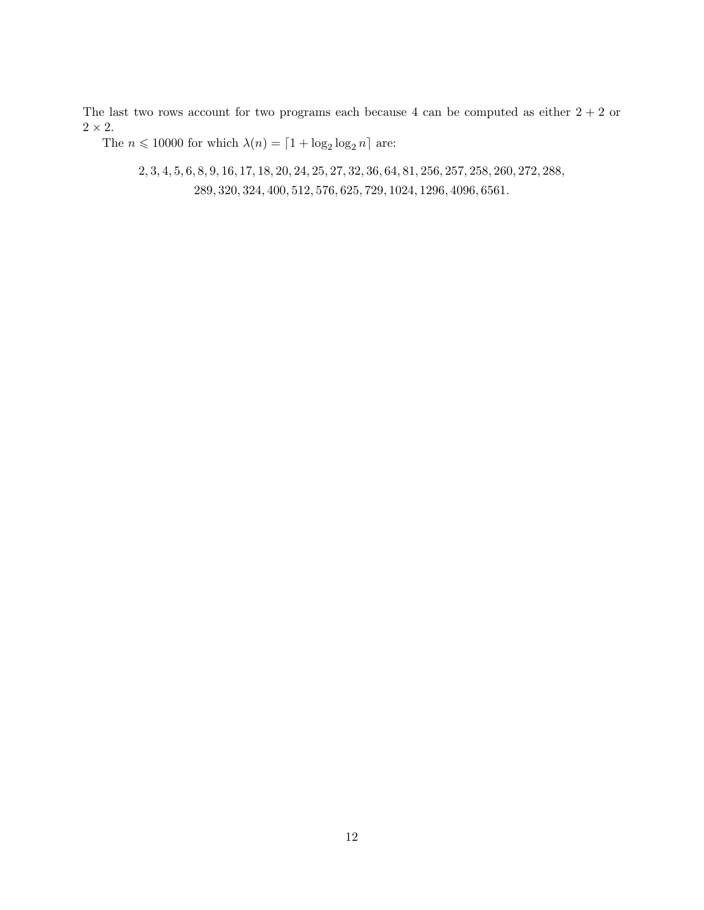The last two rows account for two programs each because 4 can be computed as either $2 + 2$ or $2 \times 2$.

The $n \leqslant 10000$ for which $\lambda(n) = \lceil 1 + \log_2 \log_2 n \rceil$ are:

$$2, 3, 4, 5, 6, 8, 9, 16, 17, 18, 20, 24, 25, 27, 32, 36, 64, 81, 256, 257, 258, 260, 272, 288,$$
$$289, 320, 324, 400, 512, 576, 625, 729, 1024, 1296, 4096, 6561.$$